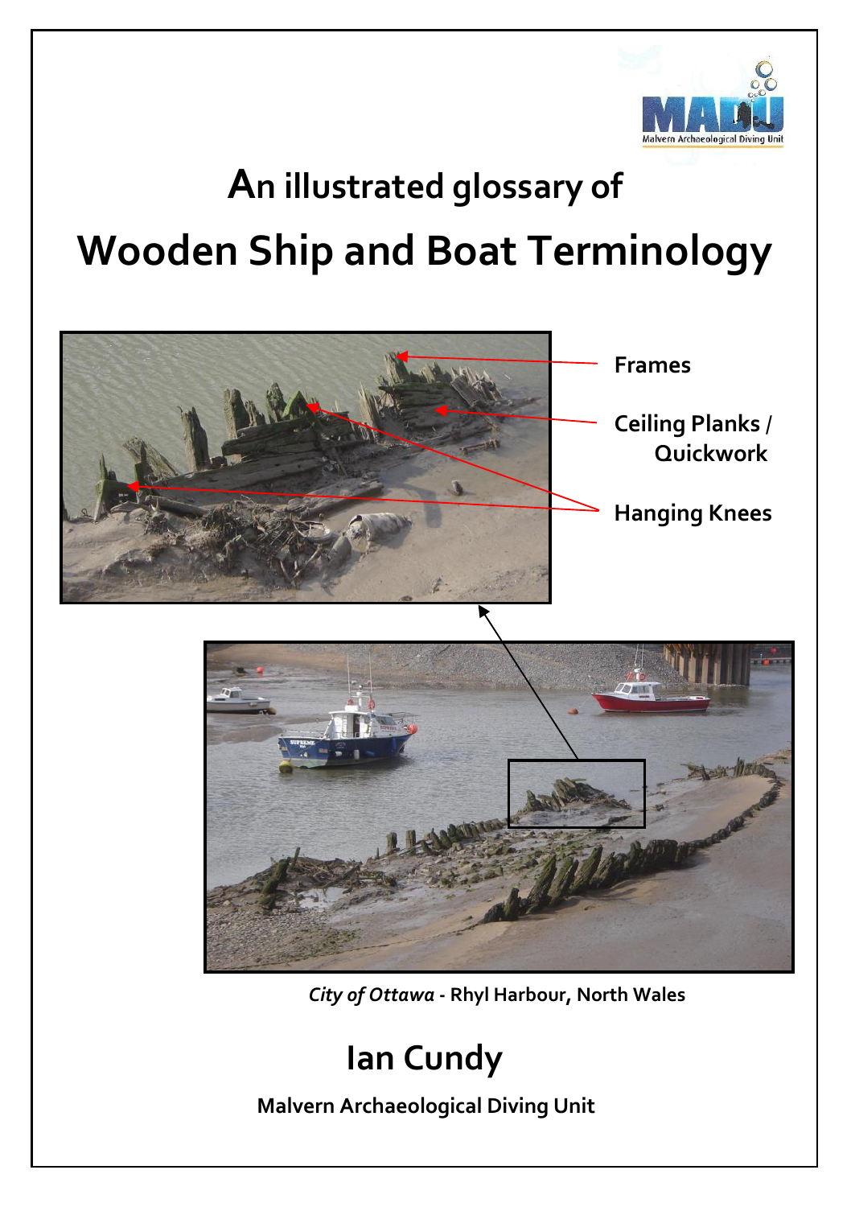Malvern Archaeological Diving Unit

# An illustrated glossary of

# Wooden Ship and Boat Terminology

Frames

Ceiling Planks / Quickwork

Hanging Knees

*City of Ottawa* - Rhyl Harbour, North Wales

## Ian Cundy

**Malvern Archaeological Diving Unit**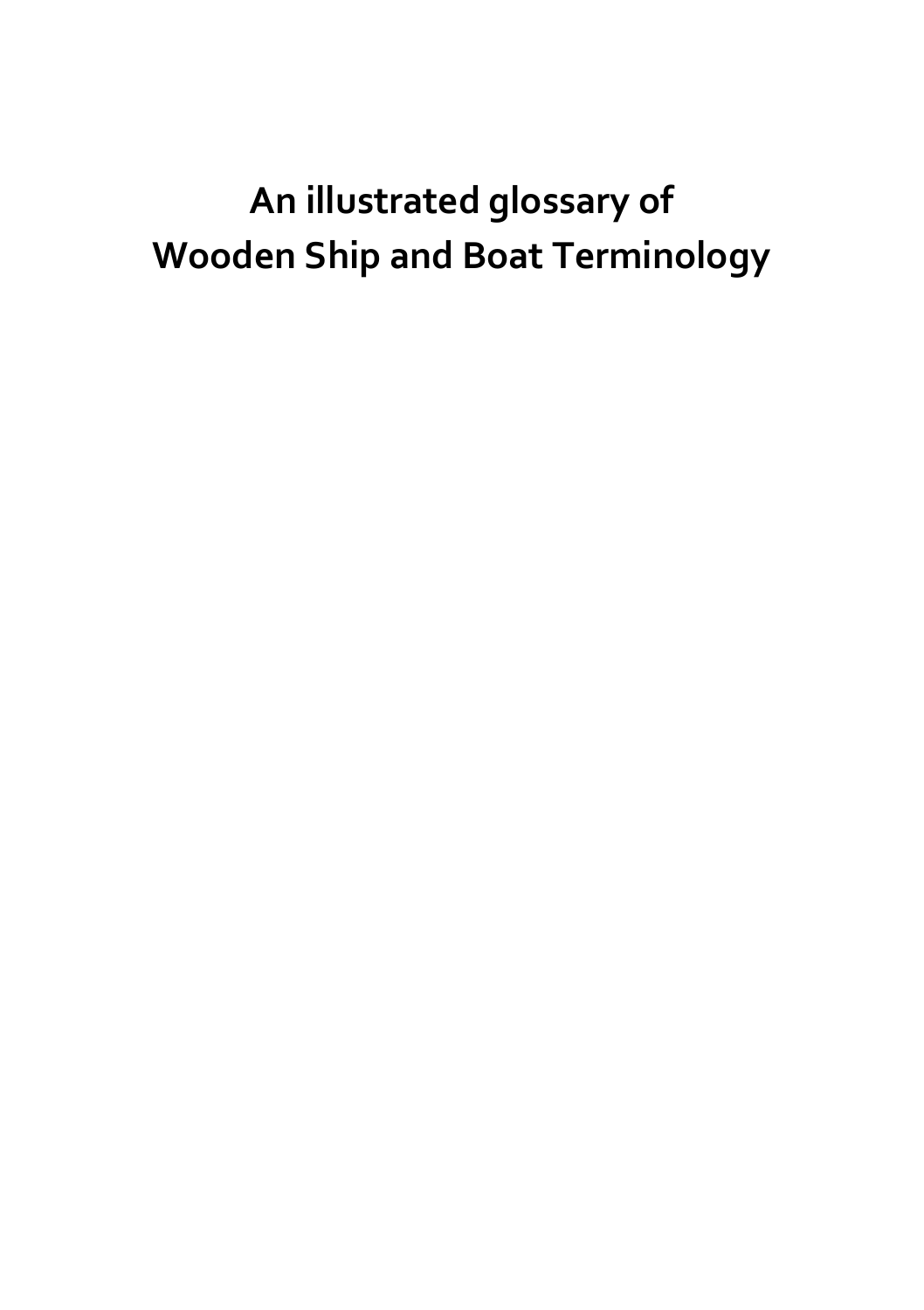# An illustrated glossary of Wooden Ship and Boat Terminology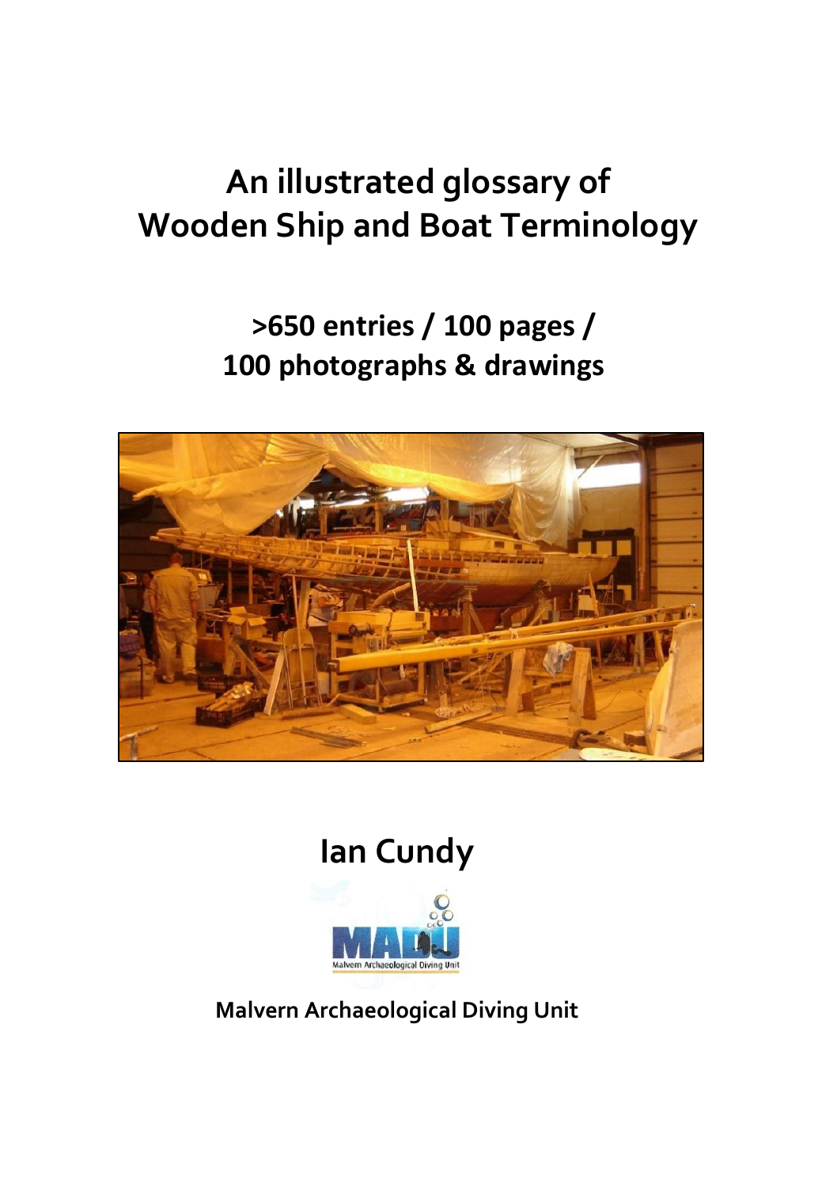# An illustrated glossary of Wooden Ship and Boat Terminology

**>650 entries / 100 pages / 100 photographs & drawings**

**Ian Cundy**

**Malvern Archaeological Diving Unit**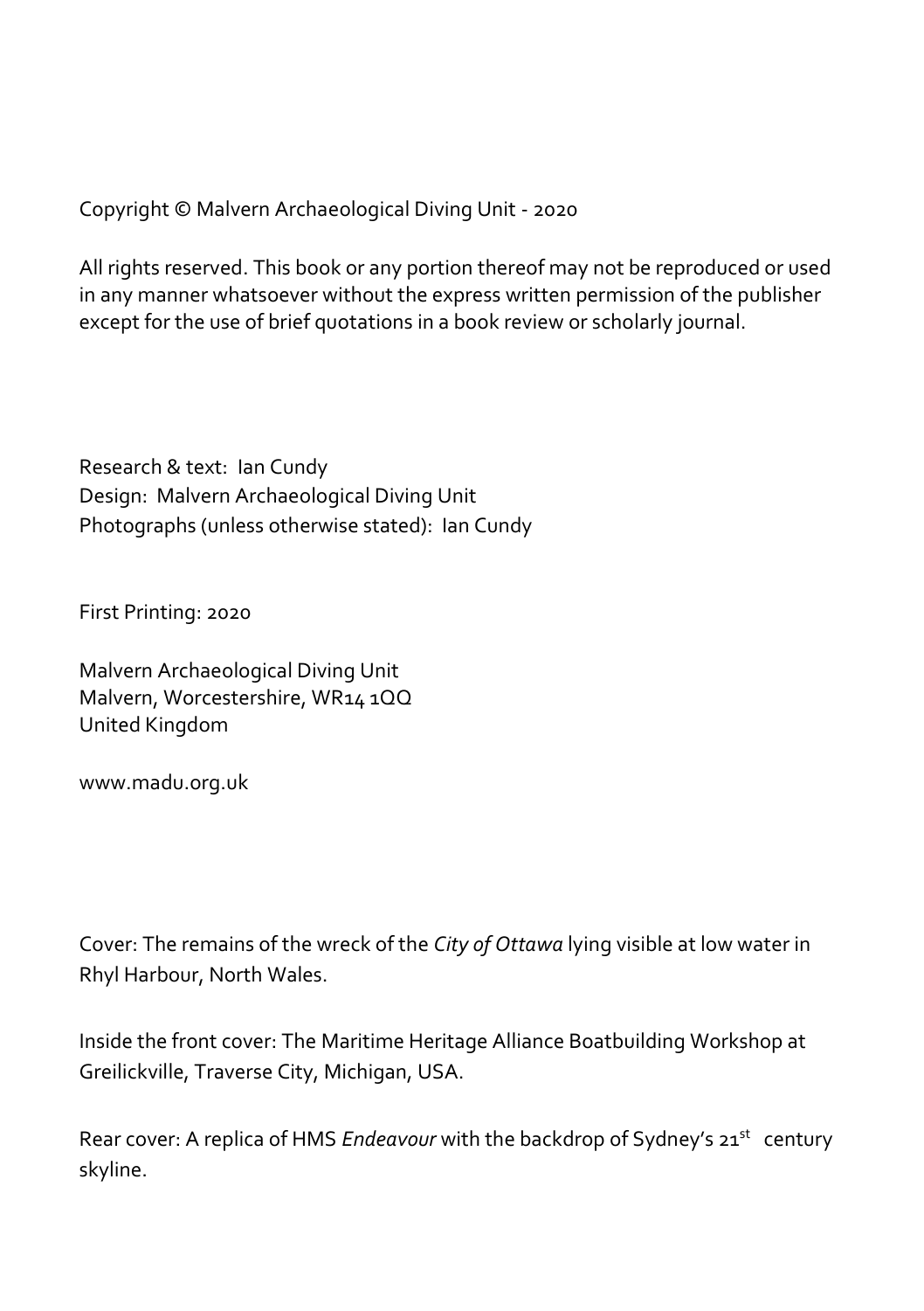Copyright © Malvern Archaeological Diving Unit - 2020

All rights reserved. This book or any portion thereof may not be reproduced or used in any manner whatsoever without the express written permission of the publisher except for the use of brief quotations in a book review or scholarly journal.

Research & text: Ian Cundy
Design: Malvern Archaeological Diving Unit
Photographs (unless otherwise stated): Ian Cundy

First Printing: 2020

Malvern Archaeological Diving Unit
Malvern, Worcestershire, WR14 1QQ
United Kingdom

www.madu.org.uk

Cover: The remains of the wreck of the *City of Ottawa* lying visible at low water in Rhyl Harbour, North Wales.

Inside the front cover: The Maritime Heritage Alliance Boatbuilding Workshop at Greilickville, Traverse City, Michigan, USA.

Rear cover: A replica of HMS *Endeavour* with the backdrop of Sydney's 21st century skyline.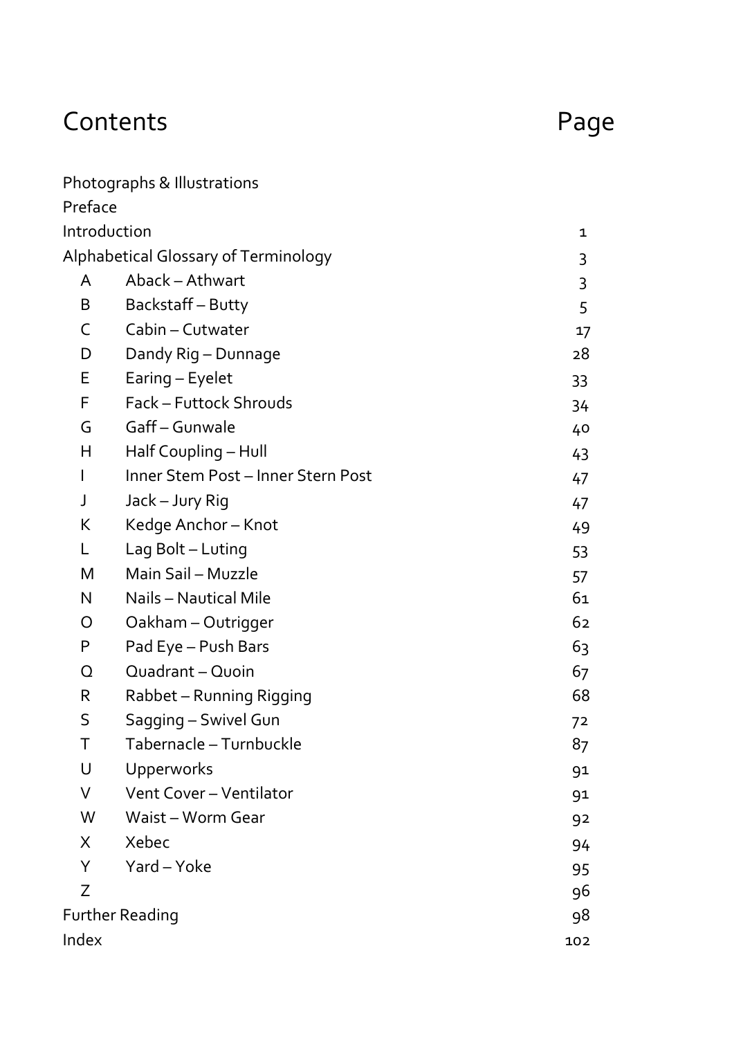# Contents

| | | Page |
|---|---|---|
| Photographs & Illustrations | | |
| Preface | | |
| Introduction | | 1 |
| Alphabetical Glossary of Terminology | | 3 |
| A | Aback – Athwart | 3 |
| B | Backstaff – Butty | 5 |
| C | Cabin – Cutwater | 17 |
| D | Dandy Rig – Dunnage | 28 |
| E | Earing – Eyelet | 33 |
| F | Fack – Futtock Shrouds | 34 |
| G | Gaff – Gunwale | 40 |
| H | Half Coupling – Hull | 43 |
| I | Inner Stem Post – Inner Stern Post | 47 |
| J | Jack – Jury Rig | 47 |
| K | Kedge Anchor – Knot | 49 |
| L | Lag Bolt – Luting | 53 |
| M | Main Sail – Muzzle | 57 |
| N | Nails – Nautical Mile | 61 |
| O | Oakham – Outrigger | 62 |
| P | Pad Eye – Push Bars | 63 |
| Q | Quadrant – Quoin | 67 |
| R | Rabbet – Running Rigging | 68 |
| S | Sagging – Swivel Gun | 72 |
| T | Tabernacle – Turnbuckle | 87 |
| U | Upperworks | 91 |
| V | Vent Cover – Ventilator | 91 |
| W | Waist – Worm Gear | 92 |
| X | Xebec | 94 |
| Y | Yard – Yoke | 95 |
| Z | | 96 |
| Further Reading | | 98 |
| Index | | 102 |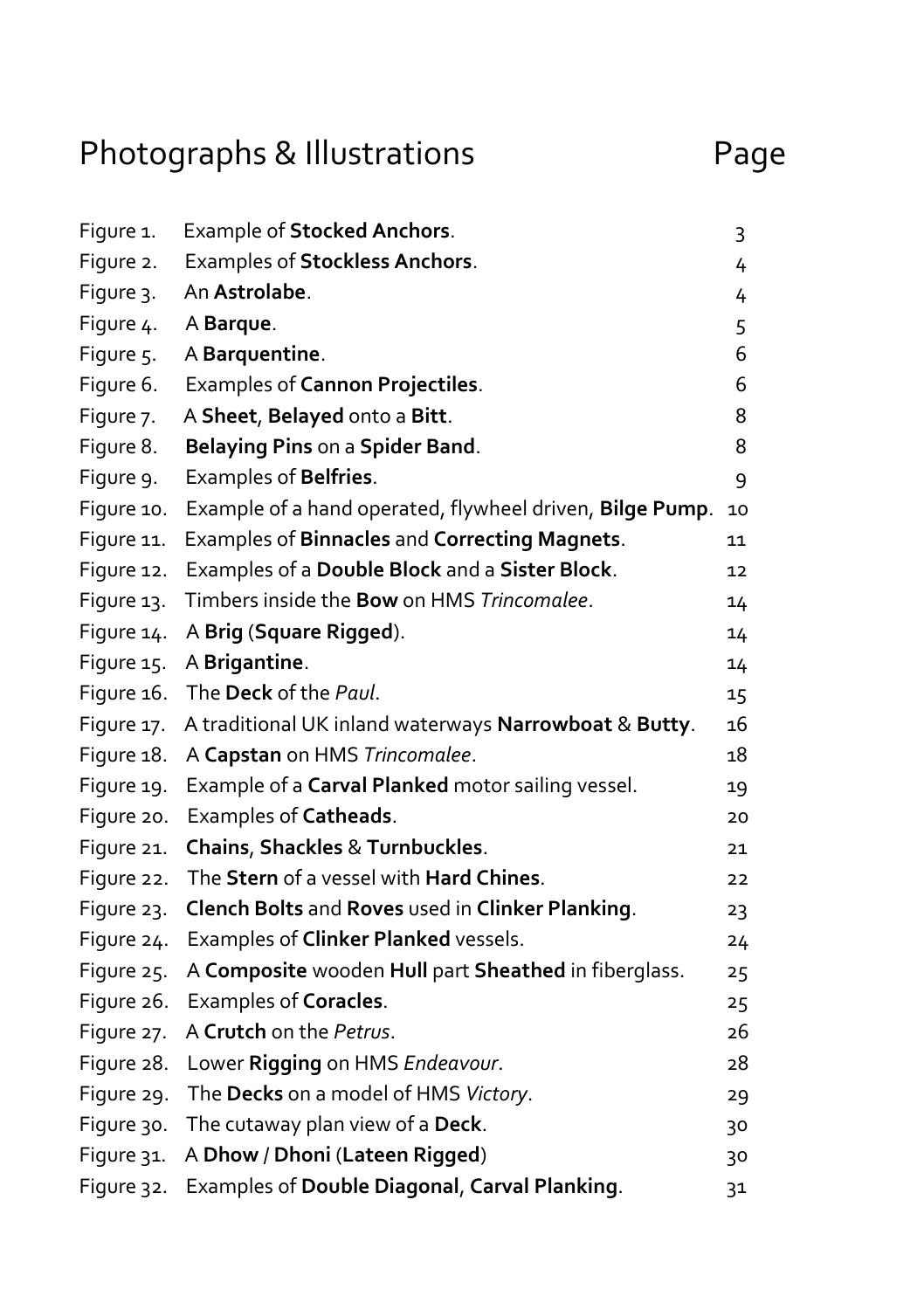# Photographs & Illustrations

| | | Page |
|---|---|---|
| Figure 1. | Example of **Stocked Anchors**. | 3 |
| Figure 2. | Examples of **Stockless Anchors**. | 4 |
| Figure 3. | An **Astrolabe**. | 4 |
| Figure 4. | A **Barque**. | 5 |
| Figure 5. | A **Barquentine**. | 6 |
| Figure 6. | Examples of **Cannon Projectiles**. | 6 |
| Figure 7. | A **Sheet**, **Belayed** onto a **Bitt**. | 8 |
| Figure 8. | **Belaying Pins** on a **Spider Band**. | 8 |
| Figure 9. | Examples of **Belfries**. | 9 |
| Figure 10. | Example of a hand operated, flywheel driven, **Bilge Pump**. | 10 |
| Figure 11. | Examples of **Binnacles** and **Correcting Magnets**. | 11 |
| Figure 12. | Examples of a **Double Block** and a **Sister Block**. | 12 |
| Figure 13. | Timbers inside the **Bow** on HMS *Trincomalee*. | 14 |
| Figure 14. | A **Brig** (**Square Rigged**). | 14 |
| Figure 15. | A **Brigantine**. | 14 |
| Figure 16. | The **Deck** of the *Paul*. | 15 |
| Figure 17. | A traditional UK inland waterways **Narrowboat** & **Butty**. | 16 |
| Figure 18. | A **Capstan** on HMS *Trincomalee*. | 18 |
| Figure 19. | Example of a **Carval Planked** motor sailing vessel. | 19 |
| Figure 20. | Examples of **Catheads**. | 20 |
| Figure 21. | **Chains**, **Shackles** & **Turnbuckles**. | 21 |
| Figure 22. | The **Stern** of a vessel with **Hard Chines**. | 22 |
| Figure 23. | **Clench Bolts** and **Roves** used in **Clinker Planking**. | 23 |
| Figure 24. | Examples of **Clinker Planked** vessels. | 24 |
| Figure 25. | A **Composite** wooden **Hull** part **Sheathed** in fiberglass. | 25 |
| Figure 26. | Examples of **Coracles**. | 25 |
| Figure 27. | A **Crutch** on the *Petrus*. | 26 |
| Figure 28. | Lower **Rigging** on HMS *Endeavour*. | 28 |
| Figure 29. | The **Decks** on a model of HMS *Victory*. | 29 |
| Figure 30. | The cutaway plan view of a **Deck**. | 30 |
| Figure 31. | A **Dhow** / **Dhoni** (**Lateen Rigged**) | 30 |
| Figure 32. | Examples of **Double Diagonal**, **Carval Planking**. | 31 |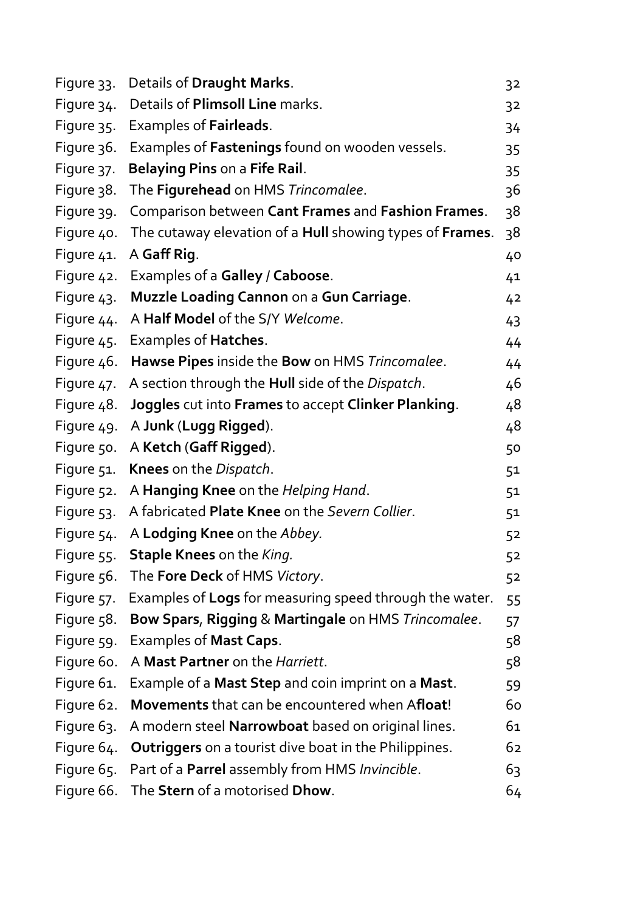| | | |
|---|---|---|
| Figure 33. | Details of **Draught Marks**. | 32 |
| Figure 34. | Details of **Plimsoll Line** marks. | 32 |
| Figure 35. | Examples of **Fairleads**. | 34 |
| Figure 36. | Examples of **Fastenings** found on wooden vessels. | 35 |
| Figure 37. | **Belaying Pins** on a **Fife Rail**. | 35 |
| Figure 38. | The **Figurehead** on HMS *Trincomalee*. | 36 |
| Figure 39. | Comparison between **Cant Frames** and **Fashion Frames**. | 38 |
| Figure 40. | The cutaway elevation of a **Hull** showing types of **Frames**. | 38 |
| Figure 41. | A **Gaff Rig**. | 40 |
| Figure 42. | Examples of a **Galley / Caboose**. | 41 |
| Figure 43. | **Muzzle Loading Cannon** on a **Gun Carriage**. | 42 |
| Figure 44. | A **Half Model** of the S/Y *Welcome*. | 43 |
| Figure 45. | Examples of **Hatches**. | 44 |
| Figure 46. | **Hawse Pipes** inside the **Bow** on HMS *Trincomalee*. | 44 |
| Figure 47. | A section through the **Hull** side of the *Dispatch*. | 46 |
| Figure 48. | **Joggles** cut into **Frames** to accept **Clinker Planking**. | 48 |
| Figure 49. | A **Junk** (**Lugg Rigged**). | 48 |
| Figure 50. | A **Ketch** (**Gaff Rigged**). | 50 |
| Figure 51. | **Knees** on the *Dispatch*. | 51 |
| Figure 52. | A **Hanging Knee** on the *Helping Hand*. | 51 |
| Figure 53. | A fabricated **Plate Knee** on the *Severn Collier*. | 51 |
| Figure 54. | A **Lodging Knee** on the *Abbey*. | 52 |
| Figure 55. | **Staple Knees** on the *King*. | 52 |
| Figure 56. | The **Fore Deck** of HMS *Victory*. | 52 |
| Figure 57. | Examples of **Logs** for measuring speed through the water. | 55 |
| Figure 58. | **Bow Spars**, **Rigging** & **Martingale** on HMS *Trincomalee*. | 57 |
| Figure 59. | Examples of **Mast Caps**. | 58 |
| Figure 60. | A **Mast Partner** on the *Harriett*. | 58 |
| Figure 61. | Example of a **Mast Step** and coin imprint on a **Mast**. | 59 |
| Figure 62. | **Movements** that can be encountered when A**float**! | 60 |
| Figure 63. | A modern steel **Narrowboat** based on original lines. | 61 |
| Figure 64. | **Outriggers** on a tourist dive boat in the Philippines. | 62 |
| Figure 65. | Part of a **Parrel** assembly from HMS *Invincible*. | 63 |
| Figure 66. | The **Stern** of a motorised **Dhow**. | 64 |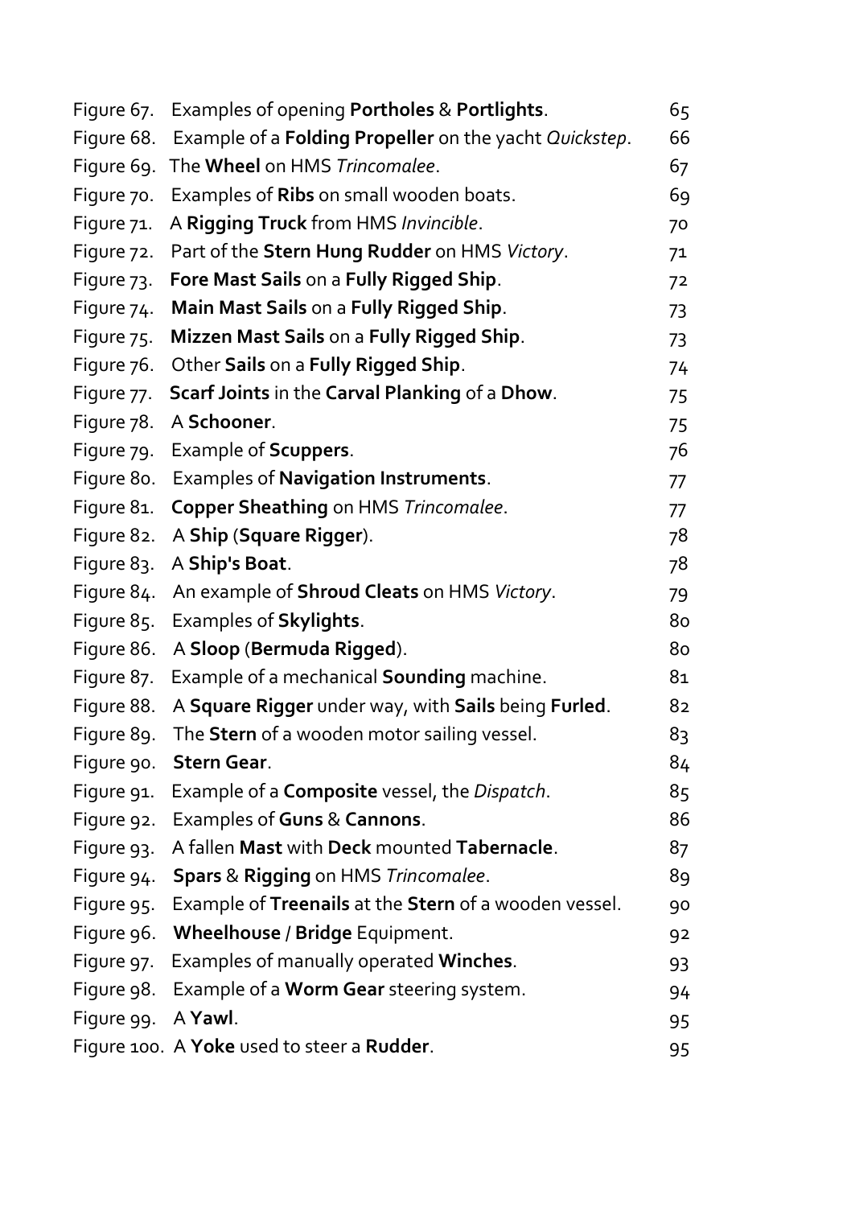| | | |
|---|---|---|
| Figure 67. | Examples of opening **Portholes** & **Portlights**. | 65 |
| Figure 68. | Example of a **Folding Propeller** on the yacht *Quickstep*. | 66 |
| Figure 69. | The **Wheel** on HMS *Trincomalee*. | 67 |
| Figure 70. | Examples of **Ribs** on small wooden boats. | 69 |
| Figure 71. | A **Rigging Truck** from HMS *Invincible*. | 70 |
| Figure 72. | Part of the **Stern Hung Rudder** on HMS *Victory*. | 71 |
| Figure 73. | **Fore Mast Sails** on a **Fully Rigged Ship**. | 72 |
| Figure 74. | **Main Mast Sails** on a **Fully Rigged Ship**. | 73 |
| Figure 75. | **Mizzen Mast Sails** on a **Fully Rigged Ship**. | 73 |
| Figure 76. | Other **Sails** on a **Fully Rigged Ship**. | 74 |
| Figure 77. | **Scarf Joints** in the **Carval Planking** of a **Dhow**. | 75 |
| Figure 78. | A **Schooner**. | 75 |
| Figure 79. | Example of **Scuppers**. | 76 |
| Figure 80. | Examples of **Navigation Instruments**. | 77 |
| Figure 81. | **Copper Sheathing** on HMS *Trincomalee*. | 77 |
| Figure 82. | A **Ship** (**Square Rigger**). | 78 |
| Figure 83. | A **Ship's Boat**. | 78 |
| Figure 84. | An example of **Shroud Cleats** on HMS *Victory*. | 79 |
| Figure 85. | Examples of **Skylights**. | 80 |
| Figure 86. | A **Sloop** (**Bermuda Rigged**). | 80 |
| Figure 87. | Example of a mechanical **Sounding** machine. | 81 |
| Figure 88. | A **Square Rigger** under way, with **Sails** being **Furled**. | 82 |
| Figure 89. | The **Stern** of a wooden motor sailing vessel. | 83 |
| Figure 90. | **Stern Gear**. | 84 |
| Figure 91. | Example of a **Composite** vessel, the *Dispatch*. | 85 |
| Figure 92. | Examples of **Guns** & **Cannons**. | 86 |
| Figure 93. | A fallen **Mast** with **Deck** mounted **Tabernacle**. | 87 |
| Figure 94. | **Spars** & **Rigging** on HMS *Trincomalee*. | 89 |
| Figure 95. | Example of **Treenails** at the **Stern** of a wooden vessel. | 90 |
| Figure 96. | **Wheelhouse** / **Bridge** Equipment. | 92 |
| Figure 97. | Examples of manually operated **Winches**. | 93 |
| Figure 98. | Example of a **Worm Gear** steering system. | 94 |
| Figure 99. | A **Yawl**. | 95 |
| Figure 100. | A **Yoke** used to steer a **Rudder**. | 95 |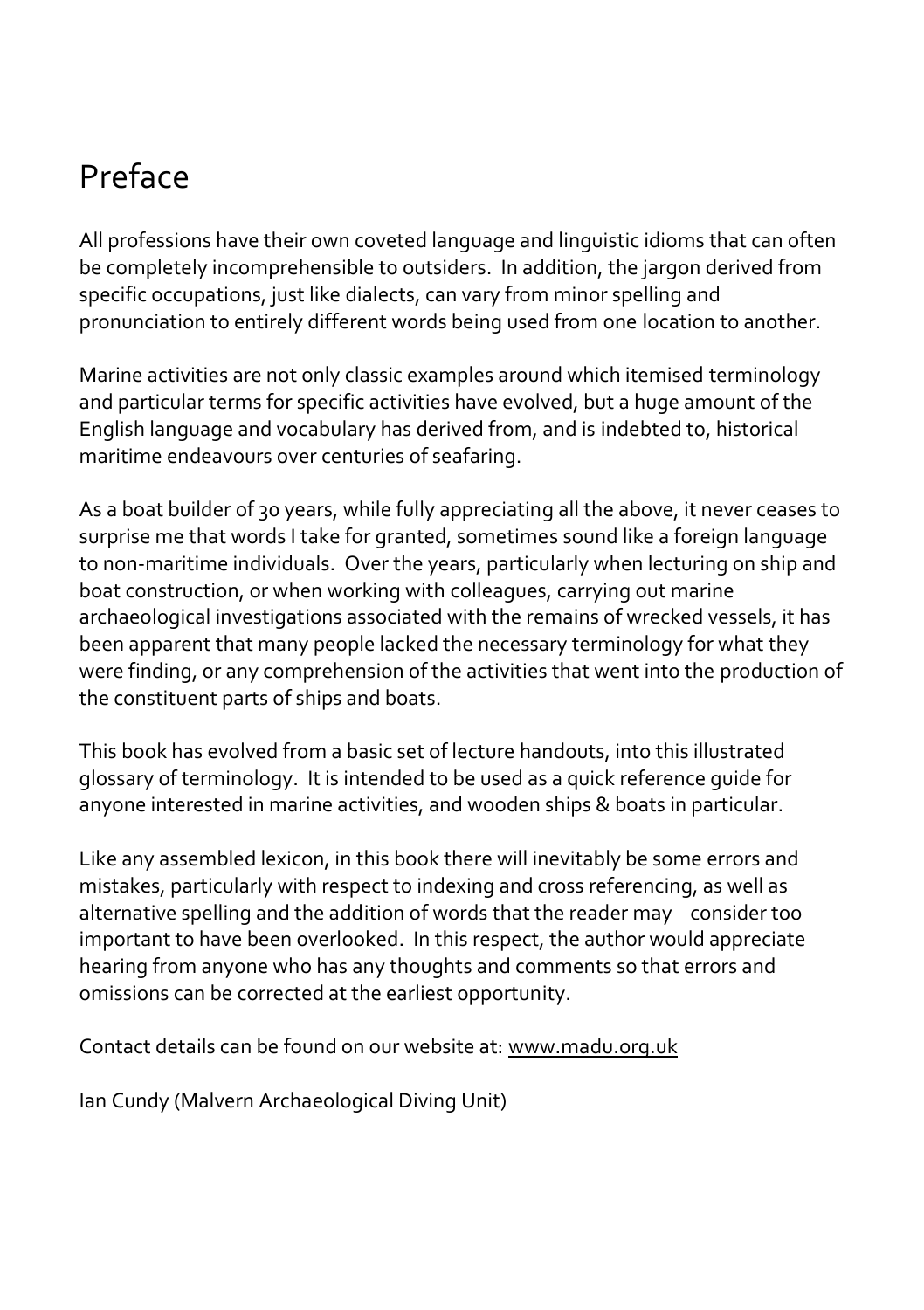# Preface

All professions have their own coveted language and linguistic idioms that can often be completely incomprehensible to outsiders. In addition, the jargon derived from specific occupations, just like dialects, can vary from minor spelling and pronunciation to entirely different words being used from one location to another.

Marine activities are not only classic examples around which itemised terminology and particular terms for specific activities have evolved, but a huge amount of the English language and vocabulary has derived from, and is indebted to, historical maritime endeavours over centuries of seafaring.

As a boat builder of 30 years, while fully appreciating all the above, it never ceases to surprise me that words I take for granted, sometimes sound like a foreign language to non-maritime individuals. Over the years, particularly when lecturing on ship and boat construction, or when working with colleagues, carrying out marine archaeological investigations associated with the remains of wrecked vessels, it has been apparent that many people lacked the necessary terminology for what they were finding, or any comprehension of the activities that went into the production of the constituent parts of ships and boats.

This book has evolved from a basic set of lecture handouts, into this illustrated glossary of terminology. It is intended to be used as a quick reference guide for anyone interested in marine activities, and wooden ships & boats in particular.

Like any assembled lexicon, in this book there will inevitably be some errors and mistakes, particularly with respect to indexing and cross referencing, as well as alternative spelling and the addition of words that the reader may consider too important to have been overlooked. In this respect, the author would appreciate hearing from anyone who has any thoughts and comments so that errors and omissions can be corrected at the earliest opportunity.

Contact details can be found on our website at: www.madu.org.uk

Ian Cundy (Malvern Archaeological Diving Unit)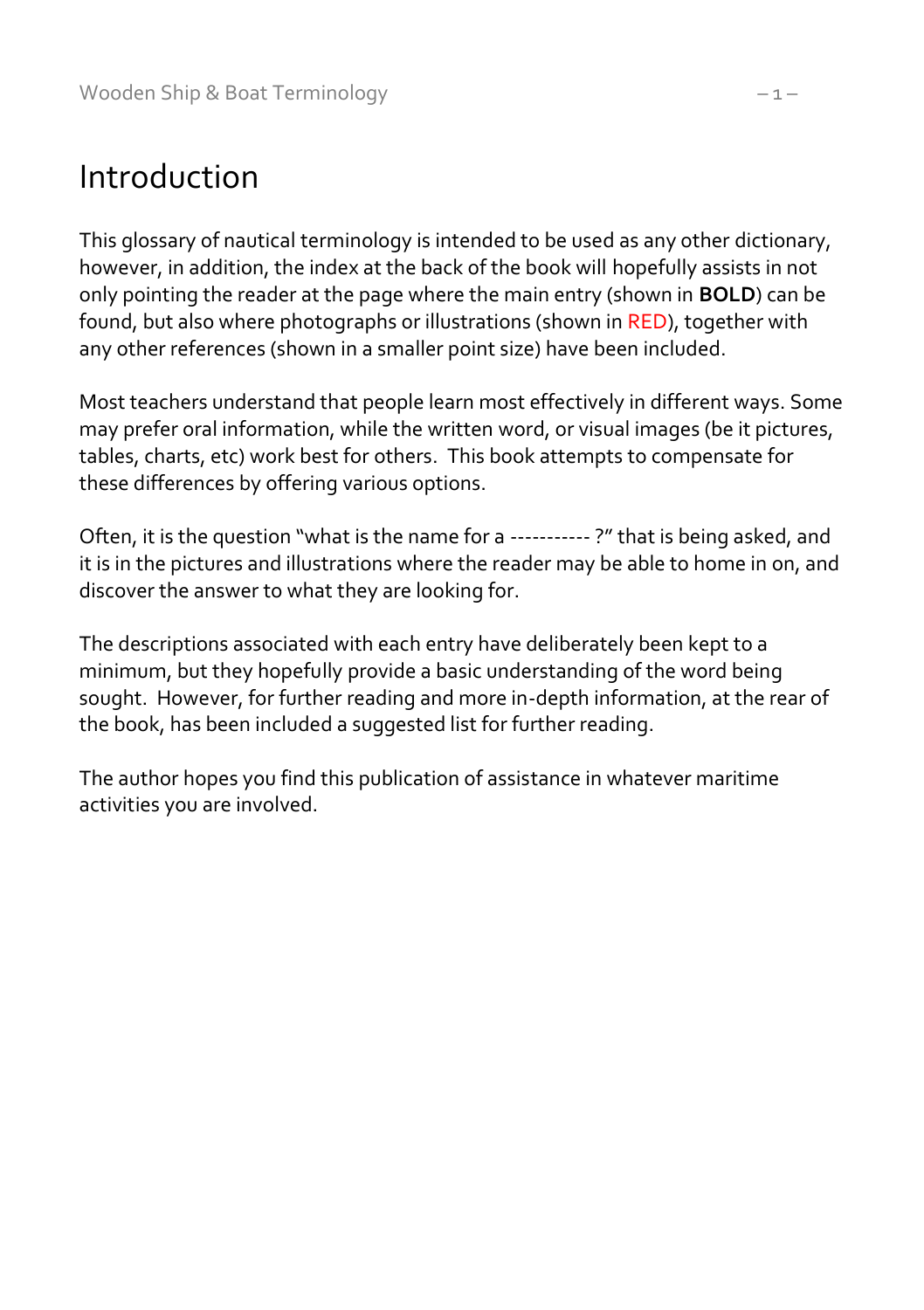# Introduction

This glossary of nautical terminology is intended to be used as any other dictionary, however, in addition, the index at the back of the book will hopefully assists in not only pointing the reader at the page where the main entry (shown in **BOLD**) can be found, but also where photographs or illustrations (shown in RED), together with any other references (shown in a smaller point size) have been included.

Most teachers understand that people learn most effectively in different ways. Some may prefer oral information, while the written word, or visual images (be it pictures, tables, charts, etc) work best for others. This book attempts to compensate for these differences by offering various options.

Often, it is the question "what is the name for a ----------- ?" that is being asked, and it is in the pictures and illustrations where the reader may be able to home in on, and discover the answer to what they are looking for.

The descriptions associated with each entry have deliberately been kept to a minimum, but they hopefully provide a basic understanding of the word being sought. However, for further reading and more in-depth information, at the rear of the book, has been included a suggested list for further reading.

The author hopes you find this publication of assistance in whatever maritime activities you are involved.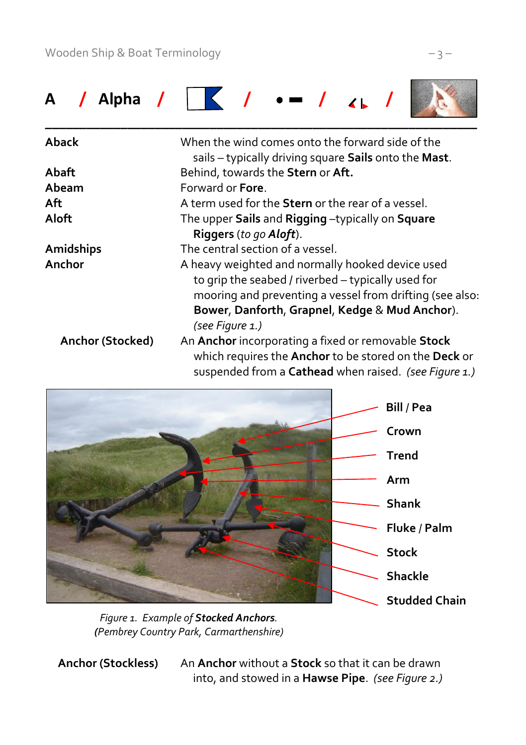## A / Alpha / / • ▬ /

---

| | |
|---|---|
| **Aback** | When the wind comes onto the forward side of the sails – typically driving square **Sails** onto the **Mast**. |
| **Abaft** | Behind, towards the **Stern** or **Aft.** |
| **Abeam** | Forward or **Fore**. |
| **Aft** | A term used for the **Stern** or the rear of a vessel. |
| **Aloft** | The upper **Sails** and **Rigging** –typically on **Square Riggers** (*to go **Aloft***). |
| **Amidships** | The central section of a vessel. |
| **Anchor** | A heavy weighted and normally hooked device used to grip the seabed / riverbed – typically used for mooring and preventing a vessel from drifting (see also: **Bower**, **Danforth**, **Grapnel**, **Kedge** & **Mud Anchor**). *(see Figure 1.)* |
| **Anchor (Stocked)** | An **Anchor** incorporating a fixed or removable **Stock** which requires the **Anchor** to be stored on the **Deck** or suspended from a **Cathead** when raised. *(see Figure 1.)* |

Bill / Pea
Crown
Trend
Arm
Shank
Fluke / Palm
Stock
Shackle
Studded Chain

*Figure 1. Example of **Stocked Anchors**.*
*(Pembrey Country Park, Carmarthenshire)*

| | |
|---|---|
| **Anchor (Stockless)** | An **Anchor** without a **Stock** so that it can be drawn into, and stowed in a **Hawse Pipe**. *(see Figure 2.)* |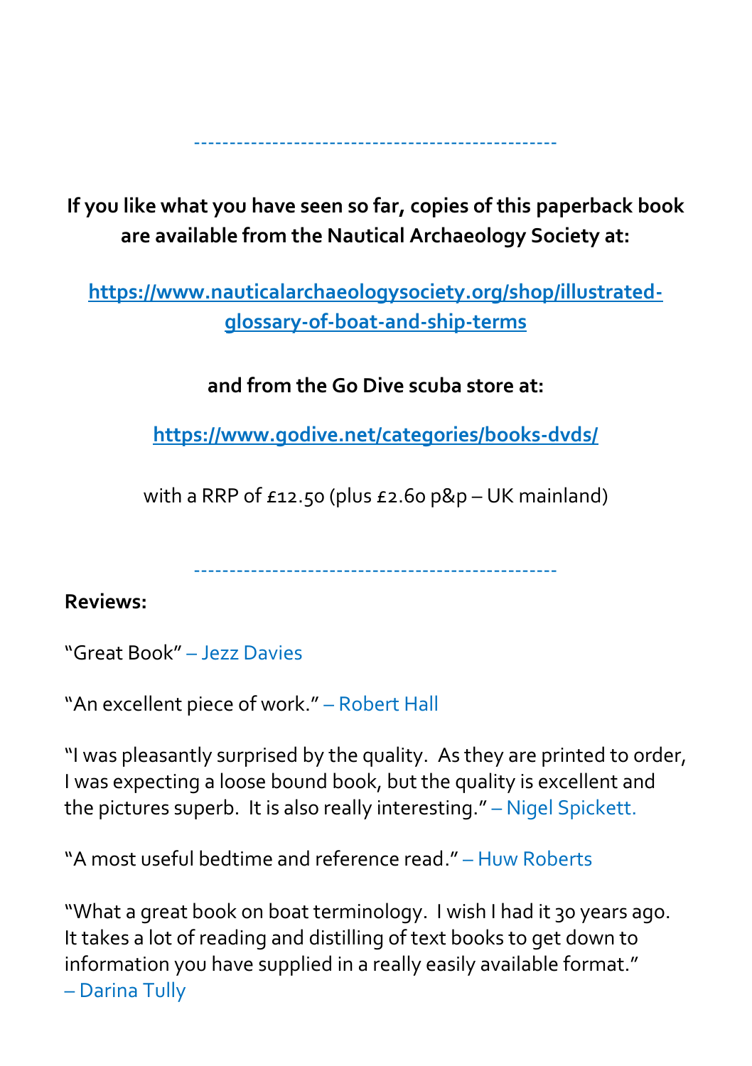---

**If you like what you have seen so far, copies of this paperback book are available from the Nautical Archaeology Society at:**

**[https://www.nauticalarchaeologysociety.org/shop/illustrated-glossary-of-boat-and-ship-terms](https://www.nauticalarchaeologysociety.org/shop/illustrated-glossary-of-boat-and-ship-terms)**

**and from the Go Dive scuba store at:**

**[https://www.godive.net/categories/books-dvds/](https://www.godive.net/categories/books-dvds/)**

with a RRP of £12.50 (plus £2.60 p&p – UK mainland)

---

**Reviews:**

"Great Book" – Jezz Davies

"An excellent piece of work." – Robert Hall

"I was pleasantly surprised by the quality. As they are printed to order, I was expecting a loose bound book, but the quality is excellent and the pictures superb. It is also really interesting." – Nigel Spickett.

"A most useful bedtime and reference read." – Huw Roberts

"What a great book on boat terminology. I wish I had it 30 years ago. It takes a lot of reading and distilling of text books to get down to information you have supplied in a really easily available format." – Darina Tully